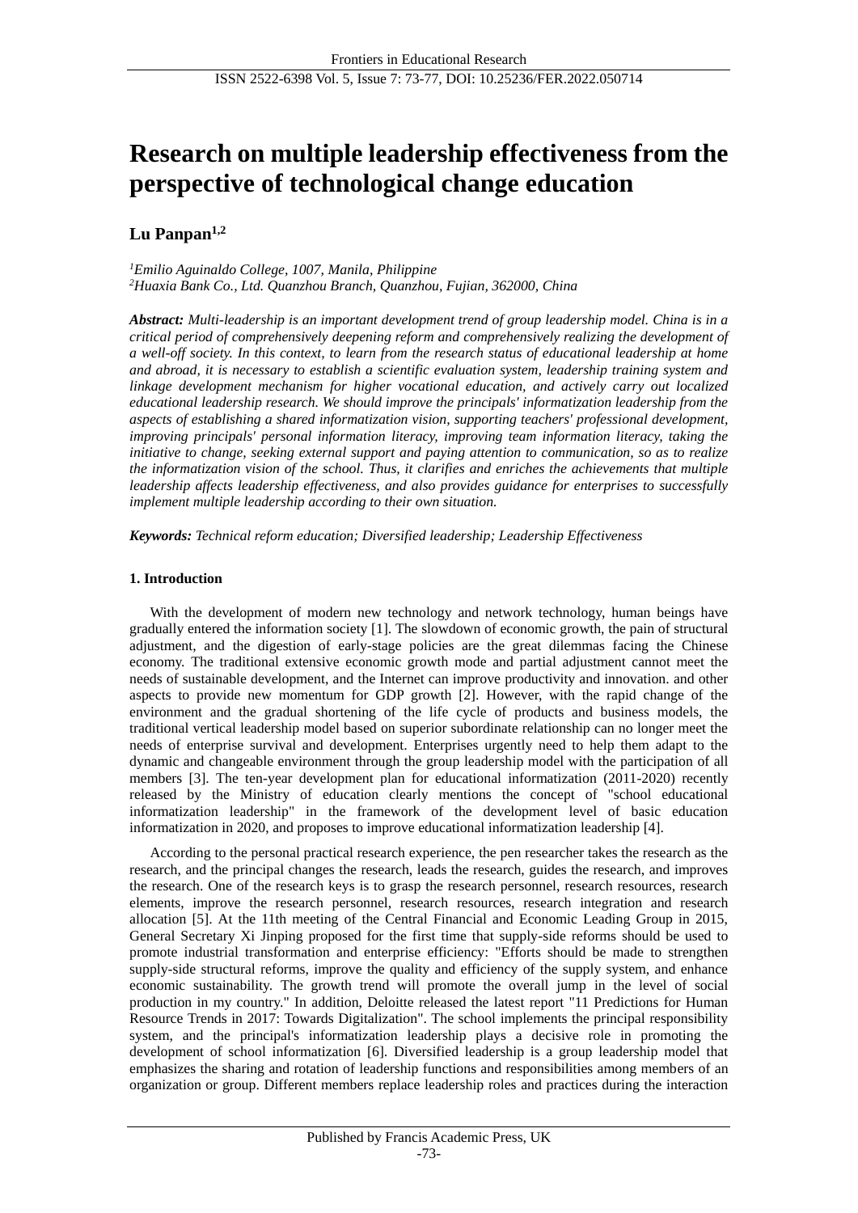# Research on multiple leadership effectiveness from the perspective of technological change education

**Lu Panpan[1,2]**

*[1]Emilio Aguinaldo College, 1007, Manila, Philippine*
*[2]Huaxia Bank Co., Ltd. Quanzhou Branch, Quanzhou, Fujian, 362000, China*

***Abstract:*** *Multi-leadership is an important development trend of group leadership model. China is in a critical period of comprehensively deepening reform and comprehensively realizing the development of a well-off society. In this context, to learn from the research status of educational leadership at home and abroad, it is necessary to establish a scientific evaluation system, leadership training system and linkage development mechanism for higher vocational education, and actively carry out localized educational leadership research. We should improve the principals' informatization leadership from the aspects of establishing a shared informatization vision, supporting teachers' professional development, improving principals' personal information literacy, improving team information literacy, taking the initiative to change, seeking external support and paying attention to communication, so as to realize the informatization vision of the school. Thus, it clarifies and enriches the achievements that multiple leadership affects leadership effectiveness, and also provides guidance for enterprises to successfully implement multiple leadership according to their own situation.*

***Keywords:*** *Technical reform education; Diversified leadership; Leadership Effectiveness*

## 1. Introduction

With the development of modern new technology and network technology, human beings have gradually entered the information society [1]. The slowdown of economic growth, the pain of structural adjustment, and the digestion of early-stage policies are the great dilemmas facing the Chinese economy. The traditional extensive economic growth mode and partial adjustment cannot meet the needs of sustainable development, and the Internet can improve productivity and innovation. and other aspects to provide new momentum for GDP growth [2]. However, with the rapid change of the environment and the gradual shortening of the life cycle of products and business models, the traditional vertical leadership model based on superior subordinate relationship can no longer meet the needs of enterprise survival and development. Enterprises urgently need to help them adapt to the dynamic and changeable environment through the group leadership model with the participation of all members [3]. The ten-year development plan for educational informatization (2011-2020) recently released by the Ministry of education clearly mentions the concept of "school educational informatization leadership" in the framework of the development level of basic education informatization in 2020, and proposes to improve educational informatization leadership [4].

According to the personal practical research experience, the pen researcher takes the research as the research, and the principal changes the research, leads the research, guides the research, and improves the research. One of the research keys is to grasp the research personnel, research resources, research elements, improve the research personnel, research resources, research integration and research allocation [5]. At the 11th meeting of the Central Financial and Economic Leading Group in 2015, General Secretary Xi Jinping proposed for the first time that supply-side reforms should be used to promote industrial transformation and enterprise efficiency: "Efforts should be made to strengthen supply-side structural reforms, improve the quality and efficiency of the supply system, and enhance economic sustainability. The growth trend will promote the overall jump in the level of social production in my country." In addition, Deloitte released the latest report "11 Predictions for Human Resource Trends in 2017: Towards Digitalization". The school implements the principal responsibility system, and the principal's informatization leadership plays a decisive role in promoting the development of school informatization [6]. Diversified leadership is a group leadership model that emphasizes the sharing and rotation of leadership functions and responsibilities among members of an organization or group. Different members replace leadership roles and practices during the interaction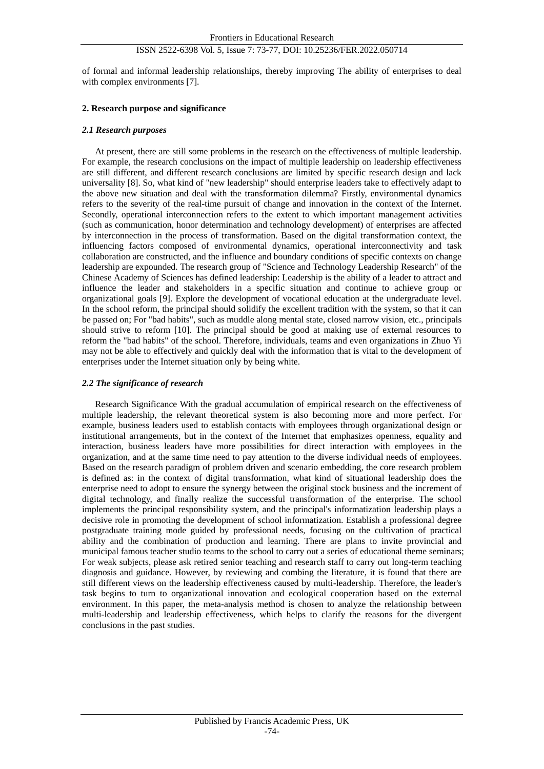of formal and informal leadership relationships, thereby improving The ability of enterprises to deal with complex environments [7].

## 2. Research purpose and significance

### *2.1 Research purposes*

At present, there are still some problems in the research on the effectiveness of multiple leadership. For example, the research conclusions on the impact of multiple leadership on leadership effectiveness are still different, and different research conclusions are limited by specific research design and lack universality [8]. So, what kind of "new leadership" should enterprise leaders take to effectively adapt to the above new situation and deal with the transformation dilemma? Firstly, environmental dynamics refers to the severity of the real-time pursuit of change and innovation in the context of the Internet. Secondly, operational interconnection refers to the extent to which important management activities (such as communication, honor determination and technology development) of enterprises are affected by interconnection in the process of transformation. Based on the digital transformation context, the influencing factors composed of environmental dynamics, operational interconnectivity and task collaboration are constructed, and the influence and boundary conditions of specific contexts on change leadership are expounded. The research group of "Science and Technology Leadership Research" of the Chinese Academy of Sciences has defined leadership: Leadership is the ability of a leader to attract and influence the leader and stakeholders in a specific situation and continue to achieve group or organizational goals [9]. Explore the development of vocational education at the undergraduate level. In the school reform, the principal should solidify the excellent tradition with the system, so that it can be passed on; For "bad habits", such as muddle along mental state, closed narrow vision, etc., principals should strive to reform [10]. The principal should be good at making use of external resources to reform the "bad habits" of the school. Therefore, individuals, teams and even organizations in Zhuo Yi may not be able to effectively and quickly deal with the information that is vital to the development of enterprises under the Internet situation only by being white.

### *2.2 The significance of research*

Research Significance With the gradual accumulation of empirical research on the effectiveness of multiple leadership, the relevant theoretical system is also becoming more and more perfect. For example, business leaders used to establish contacts with employees through organizational design or institutional arrangements, but in the context of the Internet that emphasizes openness, equality and interaction, business leaders have more possibilities for direct interaction with employees in the organization, and at the same time need to pay attention to the diverse individual needs of employees. Based on the research paradigm of problem driven and scenario embedding, the core research problem is defined as: in the context of digital transformation, what kind of situational leadership does the enterprise need to adopt to ensure the synergy between the original stock business and the increment of digital technology, and finally realize the successful transformation of the enterprise. The school implements the principal responsibility system, and the principal's informatization leadership plays a decisive role in promoting the development of school informatization. Establish a professional degree postgraduate training mode guided by professional needs, focusing on the cultivation of practical ability and the combination of production and learning. There are plans to invite provincial and municipal famous teacher studio teams to the school to carry out a series of educational theme seminars; For weak subjects, please ask retired senior teaching and research staff to carry out long-term teaching diagnosis and guidance. However, by reviewing and combing the literature, it is found that there are still different views on the leadership effectiveness caused by multi-leadership. Therefore, the leader's task begins to turn to organizational innovation and ecological cooperation based on the external environment. In this paper, the meta-analysis method is chosen to analyze the relationship between multi-leadership and leadership effectiveness, which helps to clarify the reasons for the divergent conclusions in the past studies.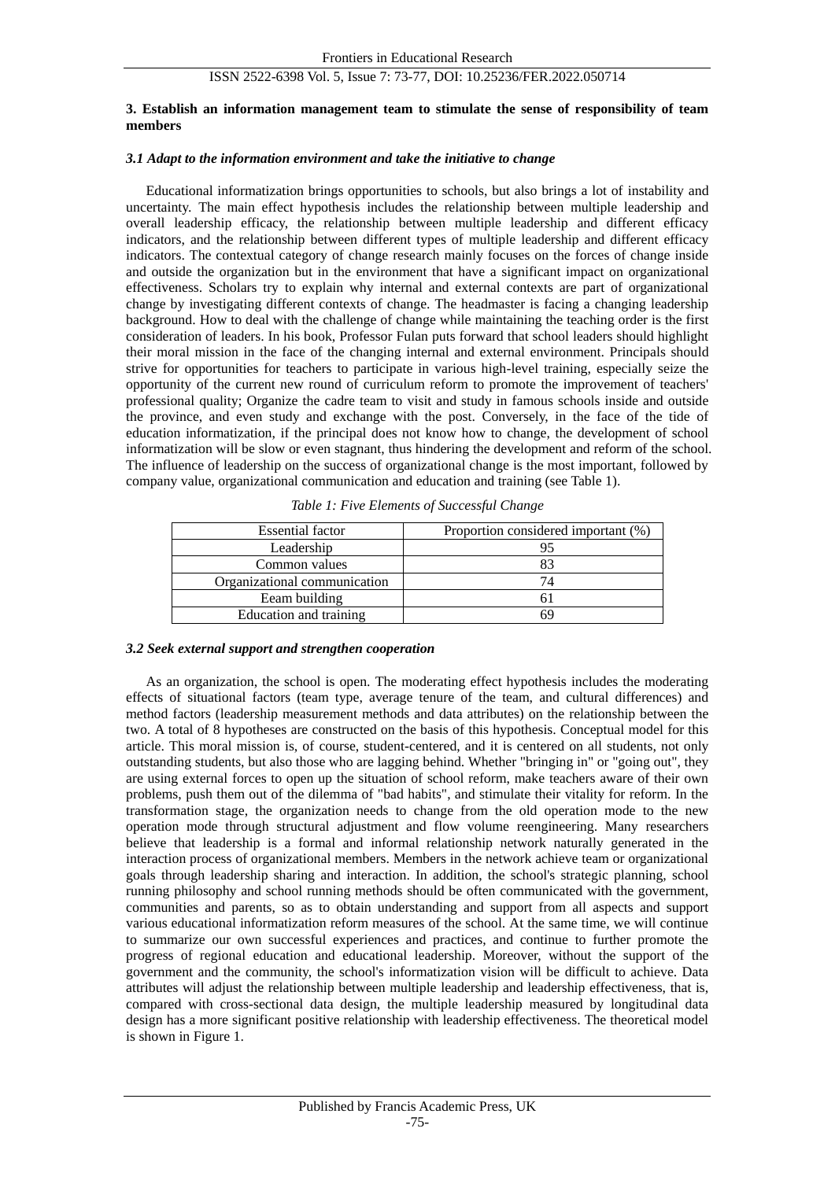### 3. Establish an information management team to stimulate the sense of responsibility of team members

#### *3.1 Adapt to the information environment and take the initiative to change*

Educational informatization brings opportunities to schools, but also brings a lot of instability and uncertainty. The main effect hypothesis includes the relationship between multiple leadership and overall leadership efficacy, the relationship between multiple leadership and different efficacy indicators, and the relationship between different types of multiple leadership and different efficacy indicators. The contextual category of change research mainly focuses on the forces of change inside and outside the organization but in the environment that have a significant impact on organizational effectiveness. Scholars try to explain why internal and external contexts are part of organizational change by investigating different contexts of change. The headmaster is facing a changing leadership background. How to deal with the challenge of change while maintaining the teaching order is the first consideration of leaders. In his book, Professor Fulan puts forward that school leaders should highlight their moral mission in the face of the changing internal and external environment. Principals should strive for opportunities for teachers to participate in various high-level training, especially seize the opportunity of the current new round of curriculum reform to promote the improvement of teachers' professional quality; Organize the cadre team to visit and study in famous schools inside and outside the province, and even study and exchange with the post. Conversely, in the face of the tide of education informatization, if the principal does not know how to change, the development of school informatization will be slow or even stagnant, thus hindering the development and reform of the school. The influence of leadership on the success of organizational change is the most important, followed by company value, organizational communication and education and training (see Table 1).

*Table 1: Five Elements of Successful Change*

| Essential factor | Proportion considered important (%) |
|---|---|
| Leadership | 95 |
| Common values | 83 |
| Organizational communication | 74 |
| Eeam building | 61 |
| Education and training | 69 |

#### *3.2 Seek external support and strengthen cooperation*

As an organization, the school is open. The moderating effect hypothesis includes the moderating effects of situational factors (team type, average tenure of the team, and cultural differences) and method factors (leadership measurement methods and data attributes) on the relationship between the two. A total of 8 hypotheses are constructed on the basis of this hypothesis. Conceptual model for this article. This moral mission is, of course, student-centered, and it is centered on all students, not only outstanding students, but also those who are lagging behind. Whether "bringing in" or "going out", they are using external forces to open up the situation of school reform, make teachers aware of their own problems, push them out of the dilemma of "bad habits", and stimulate their vitality for reform. In the transformation stage, the organization needs to change from the old operation mode to the new operation mode through structural adjustment and flow volume reengineering. Many researchers believe that leadership is a formal and informal relationship network naturally generated in the interaction process of organizational members. Members in the network achieve team or organizational goals through leadership sharing and interaction. In addition, the school's strategic planning, school running philosophy and school running methods should be often communicated with the government, communities and parents, so as to obtain understanding and support from all aspects and support various educational informatization reform measures of the school. At the same time, we will continue to summarize our own successful experiences and practices, and continue to further promote the progress of regional education and educational leadership. Moreover, without the support of the government and the community, the school's informatization vision will be difficult to achieve. Data attributes will adjust the relationship between multiple leadership and leadership effectiveness, that is, compared with cross-sectional data design, the multiple leadership measured by longitudinal data design has a more significant positive relationship with leadership effectiveness. The theoretical model is shown in Figure 1.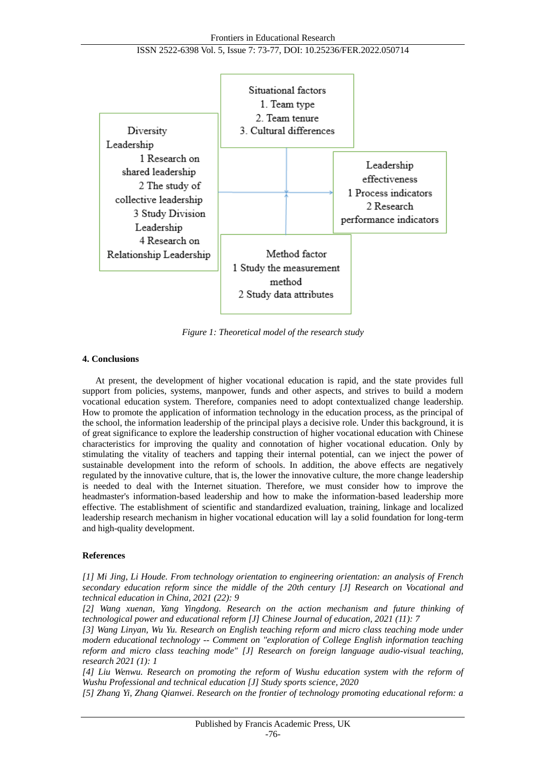Situational factors
1. Team type
2. Team tenure
3. Cultural differences

Diversity Leadership
1 Research on shared leadership
2 The study of collective leadership
3 Study Division Leadership
4 Research on Relationship Leadership

Leadership effectiveness
1 Process indicators
2 Research performance indicators

Method factor
1 Study the measurement method
2 Study data attributes

*Figure 1: Theoretical model of the research study*

## 4. Conclusions

At present, the development of higher vocational education is rapid, and the state provides full support from policies, systems, manpower, funds and other aspects, and strives to build a modern vocational education system. Therefore, companies need to adopt contextualized change leadership. How to promote the application of information technology in the education process, as the principal of the school, the information leadership of the principal plays a decisive role. Under this background, it is of great significance to explore the leadership construction of higher vocational education with Chinese characteristics for improving the quality and connotation of higher vocational education. Only by stimulating the vitality of teachers and tapping their internal potential, can we inject the power of sustainable development into the reform of schools. In addition, the above effects are negatively regulated by the innovative culture, that is, the lower the innovative culture, the more change leadership is needed to deal with the Internet situation. Therefore, we must consider how to improve the headmaster's information-based leadership and how to make the information-based leadership more effective. The establishment of scientific and standardized evaluation, training, linkage and localized leadership research mechanism in higher vocational education will lay a solid foundation for long-term and high-quality development.

## References

*[1] Mi Jing, Li Houde. From technology orientation to engineering orientation: an analysis of French secondary education reform since the middle of the 20th century [J] Research on Vocational and technical education in China, 2021 (22): 9*

*[2] Wang xuenan, Yang Yingdong. Research on the action mechanism and future thinking of technological power and educational reform [J] Chinese Journal of education, 2021 (11): 7*

*[3] Wang Linyan, Wu Yu. Research on English teaching reform and micro class teaching mode under modern educational technology -- Comment on "exploration of College English information teaching reform and micro class teaching mode" [J] Research on foreign language audio-visual teaching, research 2021 (1): 1*

*[4] Liu Wenwu. Research on promoting the reform of Wushu education system with the reform of Wushu Professional and technical education [J] Study sports science, 2020*

*[5] Zhang Yi, Zhang Qianwei. Research on the frontier of technology promoting educational reform: a*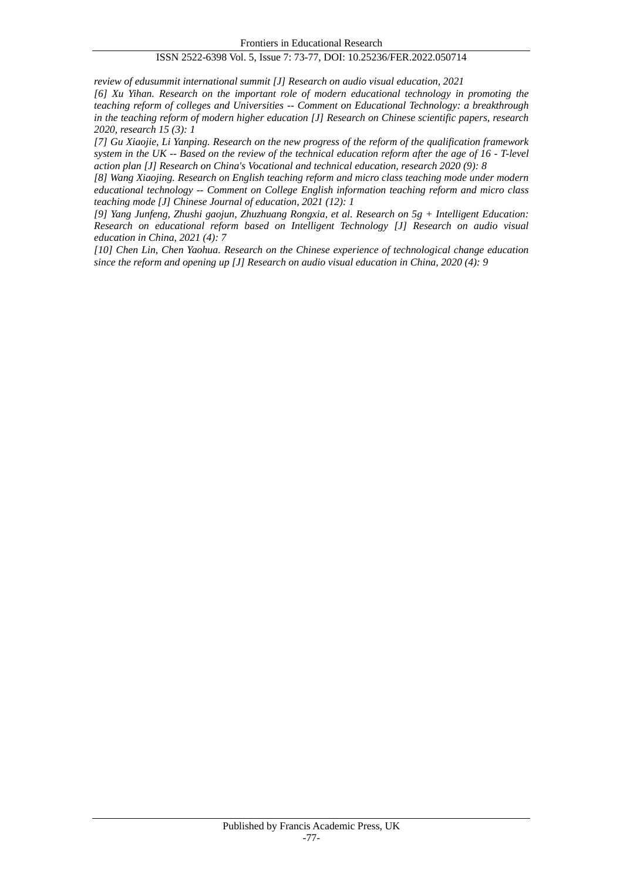*review of edusummit international summit [J] Research on audio visual education, 2021*

*[6] Xu Yihan. Research on the important role of modern educational technology in promoting the teaching reform of colleges and Universities -- Comment on Educational Technology: a breakthrough in the teaching reform of modern higher education [J] Research on Chinese scientific papers, research 2020, research 15 (3): 1*

*[7] Gu Xiaojie, Li Yanping. Research on the new progress of the reform of the qualification framework system in the UK -- Based on the review of the technical education reform after the age of 16 - T-level action plan [J] Research on China's Vocational and technical education, research 2020 (9): 8*

*[8] Wang Xiaojing. Research on English teaching reform and micro class teaching mode under modern educational technology -- Comment on College English information teaching reform and micro class teaching mode [J] Chinese Journal of education, 2021 (12): 1*

*[9] Yang Junfeng, Zhushi gaojun, Zhuzhuang Rongxia, et al. Research on 5g + Intelligent Education: Research on educational reform based on Intelligent Technology [J] Research on audio visual education in China, 2021 (4): 7*

*[10] Chen Lin, Chen Yaohua. Research on the Chinese experience of technological change education since the reform and opening up [J] Research on audio visual education in China, 2020 (4): 9*